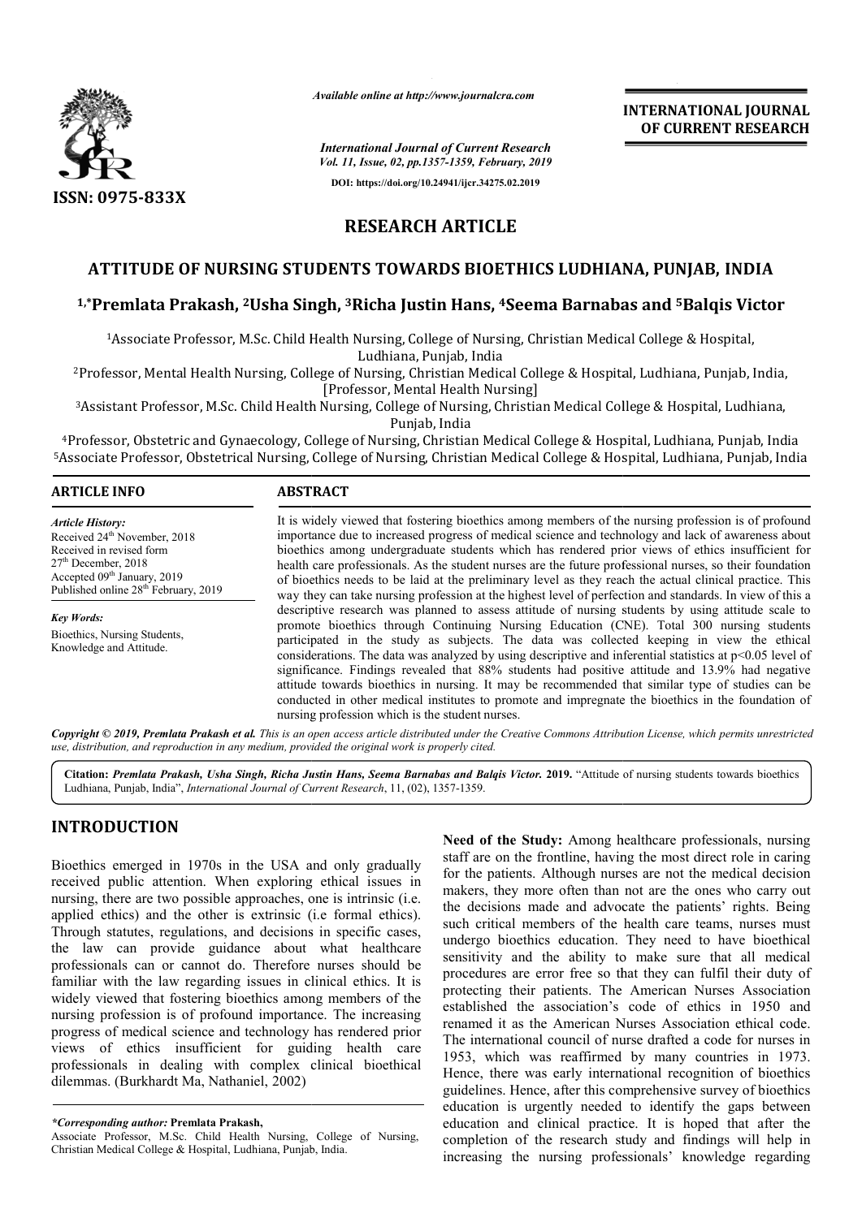*Available online at http://www.journalcra.com*

**INTERNATIONAL JOURNAL OF CURRENT RESEARCH**

*International Journal of Current Research*
*Vol. 11, Issue, 02, pp.1357-1359, February, 2019*

**DOI: https://doi.org/10.24941/ijcr.34275.02.2019**

**ISSN: 0975-833X**

**RESEARCH ARTICLE**

# ATTITUDE OF NURSING STUDENTS TOWARDS BIOETHICS LUDHIANA, PUNJAB, INDIA

**[1,*]Premlata Prakash, [2]Usha Singh, [3]Richa Justin Hans, [4]Seema Barnabas and [5]Balqis Victor**

[1]Associate Professor, M.Sc. Child Health Nursing, College of Nursing, Christian Medical College & Hospital, Ludhiana, Punjab, India

[2]Professor, Mental Health Nursing, College of Nursing, Christian Medical College & Hospital, Ludhiana, Punjab, India, [Professor, Mental Health Nursing]

[3]Assistant Professor, M.Sc. Child Health Nursing, College of Nursing, Christian Medical College & Hospital, Ludhiana, Punjab, India

[4]Professor, Obstetric and Gynaecology, College of Nursing, Christian Medical College & Hospital, Ludhiana, Punjab, India

[5]Associate Professor, Obstetrical Nursing, College of Nursing, Christian Medical College & Hospital, Ludhiana, Punjab, India

## ARTICLE INFO

*Article History:*
Received 24th November, 2018
Received in revised form 27th December, 2018
Accepted 09th January, 2019
Published online 28th February, 2019

*Key Words:*
Bioethics, Nursing Students, Knowledge and Attitude.

## ABSTRACT

It is widely viewed that fostering bioethics among members of the nursing profession is of profound importance due to increased progress of medical science and technology and lack of awareness about bioethics among undergraduate students which has rendered prior views of ethics insufficient for health care professionals. As the student nurses are the future professional nurses, so their foundation of bioethics needs to be laid at the preliminary level as they reach the actual clinical practice. This way they can take nursing profession at the highest level of perfection and standards. In view of this a descriptive research was planned to assess attitude of nursing students by using attitude scale to promote bioethics through Continuing Nursing Education (CNE). Total 300 nursing students participated in the study as subjects. The data was collected keeping in view the ethical considerations. The data was analyzed by using descriptive and inferential statistics at $p<0.05$ level of significance. Findings revealed that 88% students had positive attitude and 13.9% had negative attitude towards bioethics in nursing. It may be recommended that similar type of studies can be conducted in other medical institutes to promote and impregnate the bioethics in the foundation of nursing profession which is the student nurses.

***Copyright © 2019, Premlata Prakash et al.** This is an open access article distributed under the Creative Commons Attribution License, which permits unrestricted use, distribution, and reproduction in any medium, provided the original work is properly cited.*

**Citation:** ***Premlata Prakash, Usha Singh, Richa Justin Hans, Seema Barnabas and Balqis Victor.* 2019.** "Attitude of nursing students towards bioethics Ludhiana, Punjab, India", *International Journal of Current Research*, 11, (02), 1357-1359.

## INTRODUCTION

Bioethics emerged in 1970s in the USA and only gradually received public attention. When exploring ethical issues in nursing, there are two possible approaches, one is intrinsic (i.e. applied ethics) and the other is extrinsic (i.e formal ethics). Through statutes, regulations, and decisions in specific cases, the law can provide guidance about what healthcare professionals can or cannot do. Therefore nurses should be familiar with the law regarding issues in clinical ethics. It is widely viewed that fostering bioethics among members of the nursing profession is of profound importance. The increasing progress of medical science and technology has rendered prior views of ethics insufficient for guiding health care professionals in dealing with complex clinical bioethical dilemmas. (Burkhardt Ma, Nathaniel, 2002)

**Need of the Study:** Among healthcare professionals, nursing staff are on the frontline, having the most direct role in caring for the patients. Although nurses are not the medical decision makers, they more often than not are the ones who carry out the decisions made and advocate the patients' rights. Being such critical members of the health care teams, nurses must undergo bioethics education. They need to have bioethical sensitivity and the ability to make sure that all medical procedures are error free so that they can fulfil their duty of protecting their patients. The American Nurses Association established the association's code of ethics in 1950 and renamed it as the American Nurses Association ethical code. The international council of nurse drafted a code for nurses in 1953, which was reaffirmed by many countries in 1973. Hence, there was early international recognition of bioethics guidelines. Hence, after this comprehensive survey of bioethics education is urgently needed to identify the gaps between education and clinical practice. It is hoped that after the completion of the research study and findings will help in increasing the nursing professionals' knowledge regarding

---

**\*Corresponding author: Premlata Prakash,**
Associate Professor, M.Sc. Child Health Nursing, College of Nursing, Christian Medical College & Hospital, Ludhiana, Punjab, India.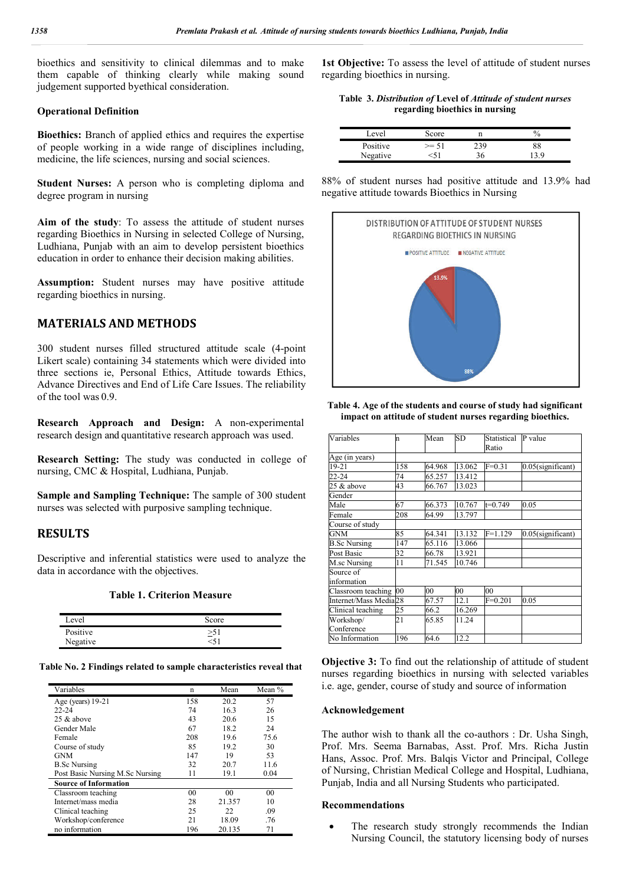bioethics and sensitivity to clinical dilemmas and to make them capable of thinking clearly while making sound judgement supported byethical consideration.

**Operational Definition**

**Bioethics:** Branch of applied ethics and requires the expertise of people working in a wide range of disciplines including, medicine, the life sciences, nursing and social sciences.

**Student Nurses:** A person who is completing diploma and degree program in nursing

**Aim of the study**: To assess the attitude of student nurses regarding Bioethics in Nursing in selected College of Nursing, Ludhiana, Punjab with an aim to develop persistent bioethics education in order to enhance their decision making abilities.

**Assumption:** Student nurses may have positive attitude regarding bioethics in nursing.

## MATERIALS AND METHODS

300 student nurses filled structured attitude scale (4-point Likert scale) containing 34 statements which were divided into three sections ie, Personal Ethics, Attitude towards Ethics, Advance Directives and End of Life Care Issues. The reliability of the tool was 0.9.

**Research Approach and Design:** A non-experimental research design and quantitative research approach was used.

**Research Setting:** The study was conducted in college of nursing, CMC & Hospital, Ludhiana, Punjab.

**Sample and Sampling Technique:** The sample of 300 student nurses was selected with purposive sampling technique.

## RESULTS

Descriptive and inferential statistics were used to analyze the data in accordance with the objectives.

**Table 1. Criterion Measure**

| Level | Score |
|---|---|
| Positive | ≥51 |
| Negative | <51 |

**Table No. 2 Findings related to sample characteristics reveal that**

| Variables | n | Mean | Mean % |
|---|---|---|---|
| Age (years) 19-21 | 158 | 20.2 | 57 |
| 22-24 | 74 | 16.3 | 26 |
| 25 & above | 43 | 20.6 | 15 |
| Gender Male | 67 | 18.2 | 24 |
| Female | 208 | 19.6 | 75.6 |
| Course of study | 85 | 19.2 | 30 |
| GNM | 147 | 19 | 53 |
| B.Sc Nursing | 32 | 20.7 | 11.6 |
| Post Basic Nursing M.Sc Nursing | 11 | 19.1 | 0.04 |
| **Source of Information** | | | |
| Classroom teaching | 00 | 00 | 00 |
| Internet/mass media | 28 | 21.357 | 10 |
| Clinical teaching | 25 | 22 | .09 |
| Workshop/conference | 21 | 18.09 | .76 |
| no information | 196 | 20.135 | 71 |

**1st Objective:** To assess the level of attitude of student nurses regarding bioethics in nursing.

**Table 3.** ***Distribution of*** **Level of** ***Attitude of student nurses*** **regarding bioethics in nursing**

| Level | Score | n | % |
|---|---|---|---|
| Positive | >= 51 | 239 | 88 |
| Negative | <51 | 36 | 13.9 |

88% of student nurses had positive attitude and 13.9% had negative attitude towards Bioethics in Nursing

DISTRIBUTION OF ATTITUDE OF STUDENT NURSES REGARDING BIOETHICS IN NURSING

POSITIVE ATTITUDE: 88%; NEGATIVE ATTITUDE: 13.9%

**Table 4. Age of the students and course of study had significant impact on attitude of student nurses regarding bioethics.**

| Variables | n | Mean | SD | Statistical Ratio | P value |
|---|---|---|---|---|---|
| Age (in years) | | | | | |
| 19-21 | 158 | 64.968 | 13.062 | F=0.31 | 0.05(significant) |
| 22-24 | 74 | 65.257 | 13.412 | | |
| 25 & above | 43 | 66.767 | 13.023 | | |
| Gender | | | | | |
| Male | 67 | 66.373 | 10.767 | t=0.749 | 0.05 |
| Female | 208 | 64.99 | 13.797 | | |
| Course of study | | | | | |
| GNM | 85 | 64.341 | 13.132 | F=1.129 | 0.05(significant) |
| B.Sc Nursing | 147 | 65.116 | 13.066 | | |
| Post Basic | 32 | 66.78 | 13.921 | | |
| M.sc Nursing | 11 | 71.545 | 10.746 | | |
| Source of information | | | | | |
| Classroom teaching | 00 | 00 | 00 | 00 | |
| Internet/Mass Media | 28 | 67.57 | 12.1 | F=0.201 | 0.05 |
| Clinical teaching | 25 | 66.2 | 16.269 | | |
| Workshop/ Conference | 21 | 65.85 | 11.24 | | |
| No Information | 196 | 64.6 | 12.2 | | |

**Objective 3:** To find out the relationship of attitude of student nurses regarding bioethics in nursing with selected variables i.e. age, gender, course of study and source of information

**Acknowledgement**

The author wish to thank all the co-authors : Dr. Usha Singh, Prof. Mrs. Seema Barnabas, Asst. Prof. Mrs. Richa Justin Hans, Assoc. Prof. Mrs. Balqis Victor and Principal, College of Nursing, Christian Medical College and Hospital, Ludhiana, Punjab, India and all Nursing Students who participated.

**Recommendations**

- The research study strongly recommends the Indian Nursing Council, the statutory licensing body of nurses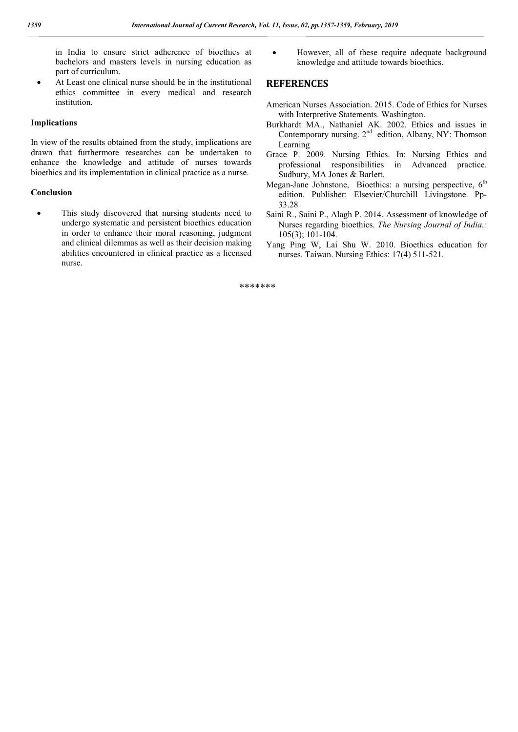in India to ensure strict adherence of bioethics at bachelors and masters levels in nursing education as part of curriculum.

- At Least one clinical nurse should be in the institutional ethics committee in every medical and research institution.

**Implications**

In view of the results obtained from the study, implications are drawn that furthermore researches can be undertaken to enhance the knowledge and attitude of nurses towards bioethics and its implementation in clinical practice as a nurse.

**Conclusion**

- This study discovered that nursing students need to undergo systematic and persistent bioethics education in order to enhance their moral reasoning, judgment and clinical dilemmas as well as their decision making abilities encountered in clinical practice as a licensed nurse.
- However, all of these require adequate background knowledge and attitude towards bioethics.

## REFERENCES

American Nurses Association. 2015. Code of Ethics for Nurses with Interpretive Statements. Washington.

Burkhardt MA., Nathaniel AK. 2002. Ethics and issues in Contemporary nursing. 2nd edition, Albany, NY: Thomson Learning

Grace P. 2009. Nursing Ethics. In: Nursing Ethics and professional responsibilities in Advanced practice. Sudbury, MA Jones & Barlett.

Megan-Jane Johnstone, Bioethics: a nursing perspective, 6th edition. Publisher: Elsevier/Churchill Livingstone. Pp-33.28

Saini R., Saini P., Alagh P. 2014. Assessment of knowledge of Nurses regarding bioethics. *The Nursing Journal of India.:* 105(3); 101-104.

Yang Ping W, Lai Shu W. 2010. Bioethics education for nurses. Taiwan. Nursing Ethics: 17(4) 511-521.

*******